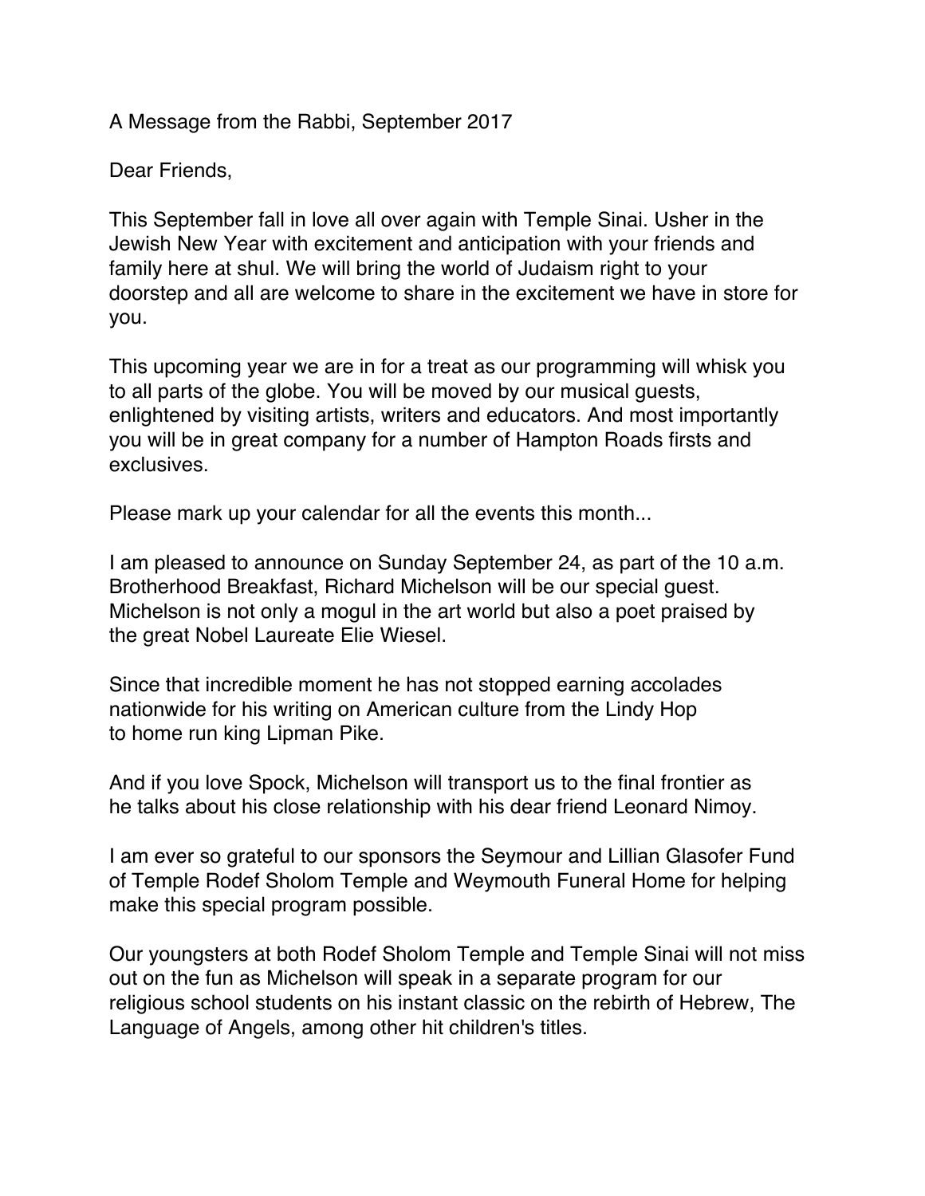A Message from the Rabbi, September 2017

Dear Friends,

This September fall in love all over again with Temple Sinai. Usher in the Jewish New Year with excitement and anticipation with your friends and family here at shul. We will bring the world of Judaism right to your doorstep and all are welcome to share in the excitement we have in store for you.

This upcoming year we are in for a treat as our programming will whisk you to all parts of the globe. You will be moved by our musical guests, enlightened by visiting artists, writers and educators. And most importantly you will be in great company for a number of Hampton Roads firsts and exclusives.

Please mark up your calendar for all the events this month...

I am pleased to announce on Sunday September 24, as part of the 10 a.m. Brotherhood Breakfast, Richard Michelson will be our special guest. Michelson is not only a mogul in the art world but also a poet praised by the great Nobel Laureate Elie Wiesel.

Since that incredible moment he has not stopped earning accolades nationwide for his writing on American culture from the Lindy Hop to home run king Lipman Pike.

And if you love Spock, Michelson will transport us to the final frontier as he talks about his close relationship with his dear friend Leonard Nimoy.

I am ever so grateful to our sponsors the Seymour and Lillian Glasofer Fund of Temple Rodef Sholom Temple and Weymouth Funeral Home for helping make this special program possible.

Our youngsters at both Rodef Sholom Temple and Temple Sinai will not miss out on the fun as Michelson will speak in a separate program for our religious school students on his instant classic on the rebirth of Hebrew, The Language of Angels, among other hit children's titles.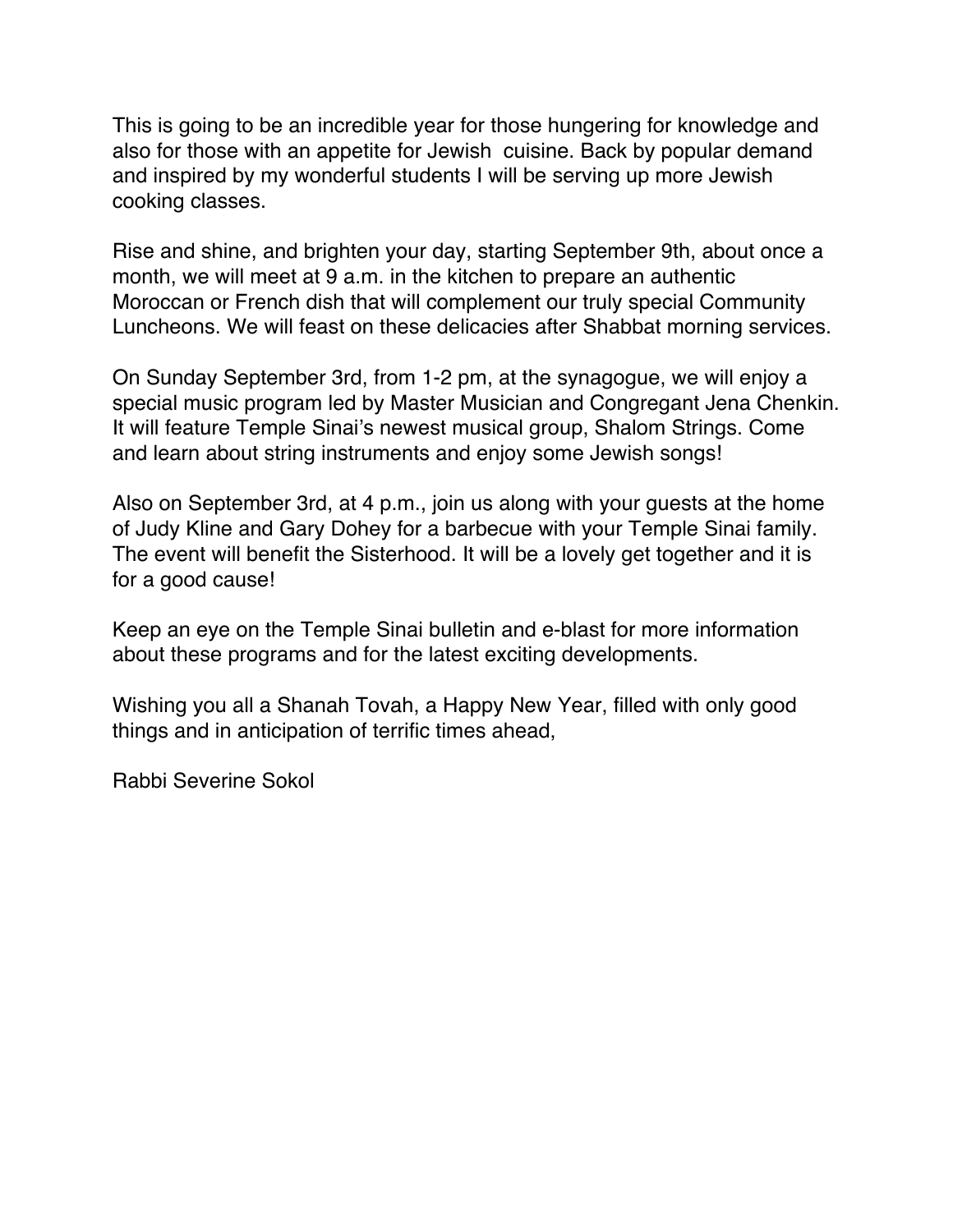This is going to be an incredible year for those hungering for knowledge and also for those with an appetite for Jewish  cuisine. Back by popular demand and inspired by my wonderful students I will be serving up more Jewish cooking classes.

Rise and shine, and brighten your day, starting September 9th, about once a month, we will meet at 9 a.m. in the kitchen to prepare an authentic Moroccan or French dish that will complement our truly special Community Luncheons. We will feast on these delicacies after Shabbat morning services.

On Sunday September 3rd, from 1-2 pm, at the synagogue, we will enjoy a special music program led by Master Musician and Congregant Jena Chenkin. It will feature Temple Sinai's newest musical group, Shalom Strings. Come and learn about string instruments and enjoy some Jewish songs!

Also on September 3rd, at 4 p.m., join us along with your guests at the home of Judy Kline and Gary Dohey for a barbecue with your Temple Sinai family. The event will benefit the Sisterhood. It will be a lovely get together and it is for a good cause!

Keep an eye on the Temple Sinai bulletin and e-blast for more information about these programs and for the latest exciting developments.

Wishing you all a Shanah Tovah, a Happy New Year, filled with only good things and in anticipation of terrific times ahead,

Rabbi Severine Sokol